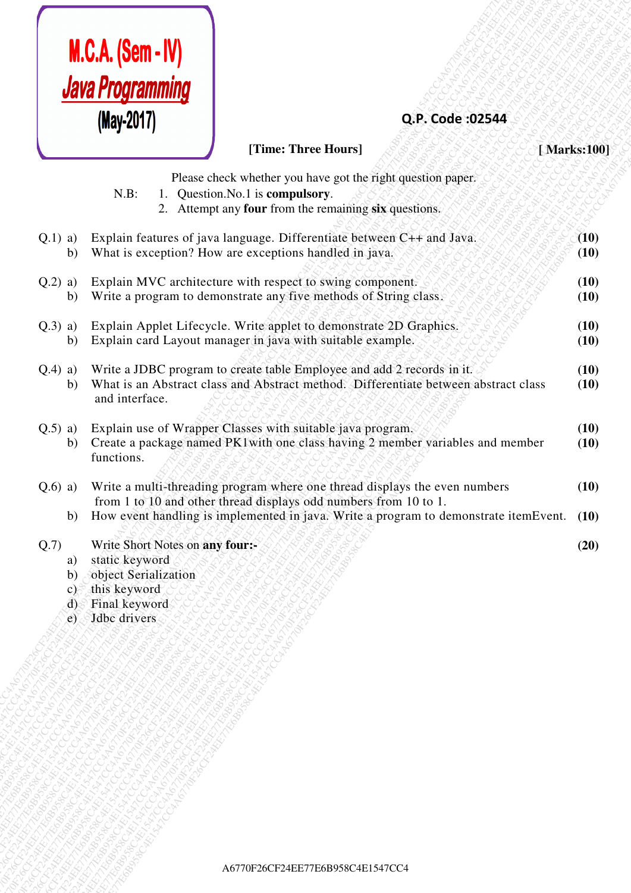# M.C.A. (Sem - IV)
## Java Programming
### (May-2017)

**Q.P. Code :02544**

**[Time: Three Hours]** **[ Marks:100]**

Please check whether you have got the right question paper.

N.B:
1. Question.No.1 is **compulsory**.
2. Attempt any **four** from the remaining **six** questions.

Q.1) a) Explain features of java language. Differentiate between C++ and Java. **(10)**

b) What is exception? How are exceptions handled in java. **(10)**

Q.2) a) Explain MVC architecture with respect to swing component. **(10)**

b) Write a program to demonstrate any five methods of String class. **(10)**

Q.3) a) Explain Applet Lifecycle. Write applet to demonstrate 2D Graphics. **(10)**

b) Explain card Layout manager in java with suitable example. **(10)**

Q.4) a) Write a JDBC program to create table Employee and add 2 records in it. **(10)**

b) What is an Abstract class and Abstract method. Differentiate between abstract class and interface. **(10)**

Q.5) a) Explain use of Wrapper Classes with suitable java program. **(10)**

b) Create a package named PK1with one class having 2 member variables and member functions. **(10)**

Q.6) a) Write a multi-threading program where one thread displays the even numbers from 1 to 10 and other thread displays odd numbers from 10 to 1. **(10)**

b) How event handling is implemented in java. Write a program to demonstrate itemEvent. **(10)**

Q.7) Write Short Notes on **any four:-** **(20)**

a) static keyword
b) object Serialization
c) this keyword
d) Final keyword
e) Jdbc drivers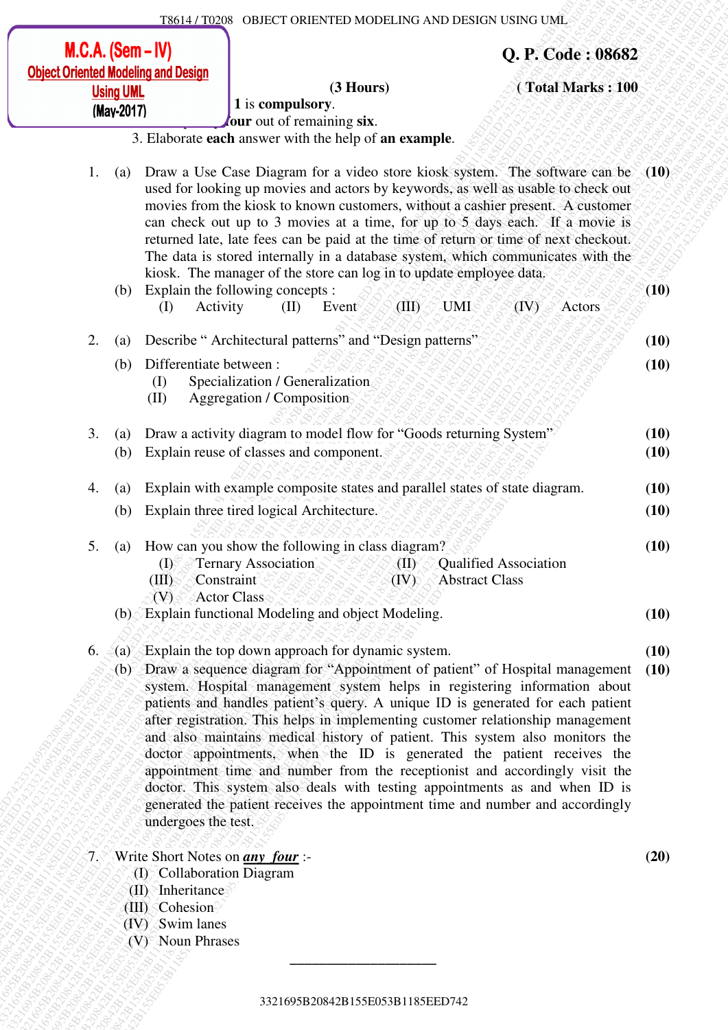M.C.A. (Sem – IV)
Object Oriented Modeling and Design Using UML
(May-2017)

**Q. P. Code : 08682**

(3 Hours) **( Total Marks : 100**

1 is **compulsory**.

**four** out of remaining **six**.

3. Elaborate **each** answer with the help of **an example**.

1. (a) Draw a Use Case Diagram for a video store kiosk system. The software can be used for looking up movies and actors by keywords, as well as usable to check out movies from the kiosk to known customers, without a cashier present. A customer can check out up to 3 movies at a time, for up to 5 days each. If a movie is returned late, late fees can be paid at the time of return or time of next checkout. The data is stored internally in a database system, which communicates with the kiosk. The manager of the store can log in to update employee data. **(10)**

   (b) Explain the following concepts : **(10)**
   (I) Activity (II) Event (III) UMI (IV) Actors

2. (a) Describe " Architectural patterns" and "Design patterns" **(10)**

   (b) Differentiate between : **(10)**
   (I) Specialization / Generalization
   (II) Aggregation / Composition

3. (a) Draw a activity diagram to model flow for "Goods returning System" **(10)**

   (b) Explain reuse of classes and component. **(10)**

4. (a) Explain with example composite states and parallel states of state diagram. **(10)**

   (b) Explain three tired logical Architecture. **(10)**

5. (a) How can you show the following in class diagram? **(10)**
   (I) Ternary Association (II) Qualified Association
   (III) Constraint (IV) Abstract Class
   (V) Actor Class

   (b) Explain functional Modeling and object Modeling. **(10)**

6. (a) Explain the top down approach for dynamic system. **(10)**

   (b) Draw a sequence diagram for "Appointment of patient" of Hospital management system. Hospital management system helps in registering information about patients and handles patient's query. A unique ID is generated for each patient after registration. This helps in implementing customer relationship management and also maintains medical history of patient. This system also monitors the doctor appointments, when the ID is generated the patient receives the appointment time and number from the receptionist and accordingly visit the doctor. This system also deals with testing appointments as and when ID is generated the patient receives the appointment time and number and accordingly undergoes the test. **(10)**

7. Write Short Notes on ***any four*** :- **(20)**
   (I) Collaboration Diagram
   (II) Inheritance
   (III) Cohesion
   (IV) Swim lanes
   (V) Noun Phrases

---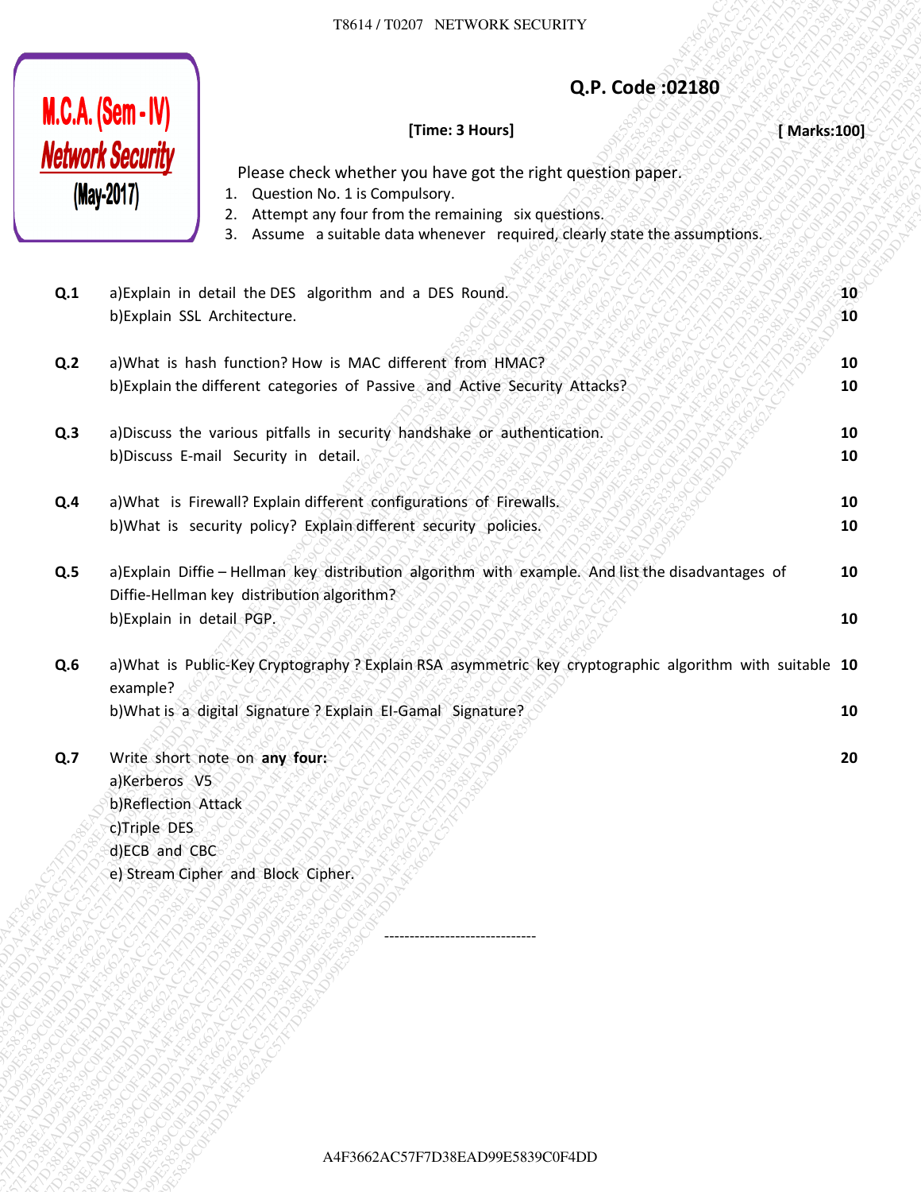**M.C.A. (Sem - IV)**
***Network Security***
**(May-2017)**

**Q.P. Code :02180**

**[Time: 3 Hours]** **[ Marks:100]**

Please check whether you have got the right question paper.

1. Question No. 1 is Compulsory.
2. Attempt any four from the remaining six questions.
3. Assume a suitable data whenever required, clearly state the assumptions.

| | | |
|---|---|---|
| **Q.1** | a)Explain in detail the DES algorithm and a DES Round. | **10** |
| | b)Explain SSL Architecture. | **10** |
| **Q.2** | a)What is hash function? How is MAC different from HMAC? | **10** |
| | b)Explain the different categories of Passive and Active Security Attacks? | **10** |
| **Q.3** | a)Discuss the various pitfalls in security handshake or authentication. | **10** |
| | b)Discuss E-mail Security in detail. | **10** |
| **Q.4** | a)What is Firewall? Explain different configurations of Firewalls. | **10** |
| | b)What is security policy? Explain different security policies. | **10** |
| **Q.5** | a)Explain Diffie – Hellman key distribution algorithm with example. And list the disadvantages of Diffie-Hellman key distribution algorithm? | **10** |
| | b)Explain in detail PGP. | **10** |
| **Q.6** | a)What is Public-Key Cryptography ? Explain RSA asymmetric key cryptographic algorithm with suitable example? | **10** |
| | b)What is a digital Signature ? Explain El-Gamal Signature? | **10** |
| **Q.7** | Write short note on **any four:** | **20** |
| | a)Kerberos V5 | |
| | b)Reflection Attack | |
| | c)Triple DES | |
| | d)ECB and CBC | |
| | e) Stream Cipher and Block Cipher. | |

-----------------------------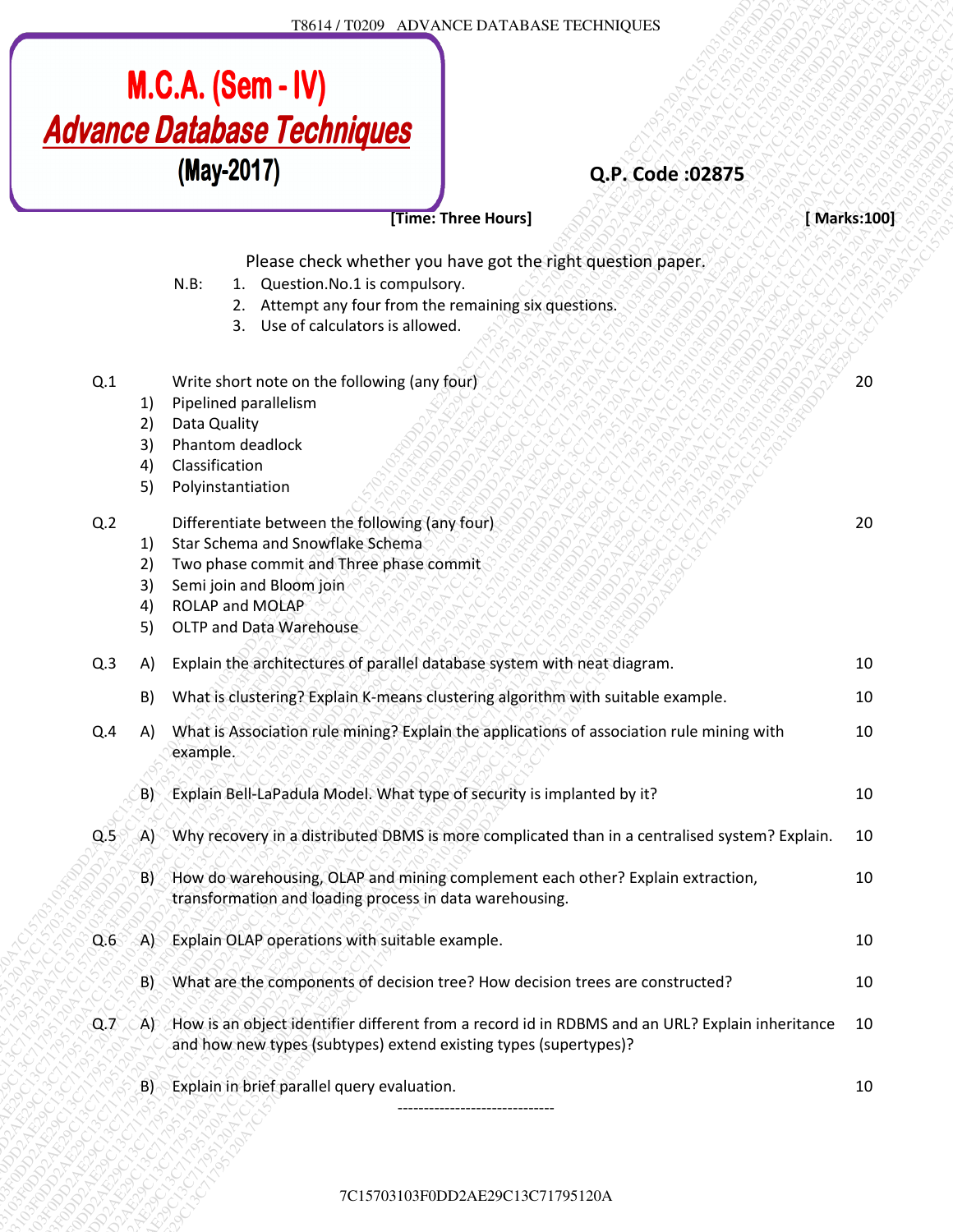# M.C.A. (Sem - IV)
## Advance Database Techniques
## (May-2017)

**Q.P. Code :02875**

**[Time: Three Hours]** **[ Marks:100]**

Please check whether you have got the right question paper.

N.B:
1. Question.No.1 is compulsory.
2. Attempt any four from the remaining six questions.
3. Use of calculators is allowed.

| | | | |
|---|---|---|---|
| Q.1 | | Write short note on the following (any four) | 20 |
| | 1) | Pipelined parallelism | |
| | 2) | Data Quality | |
| | 3) | Phantom deadlock | |
| | 4) | Classification | |
| | 5) | Polyinstantiation | |
| Q.2 | | Differentiate between the following (any four) | 20 |
| | 1) | Star Schema and Snowflake Schema | |
| | 2) | Two phase commit and Three phase commit | |
| | 3) | Semi join and Bloom join | |
| | 4) | ROLAP and MOLAP | |
| | 5) | OLTP and Data Warehouse | |
| Q.3 | A) | Explain the architectures of parallel database system with neat diagram. | 10 |
| | B) | What is clustering? Explain K-means clustering algorithm with suitable example. | 10 |
| Q.4 | A) | What is Association rule mining? Explain the applications of association rule mining with example. | 10 |
| | B) | Explain Bell-LaPadula Model. What type of security is implanted by it? | 10 |
| Q.5 | A) | Why recovery in a distributed DBMS is more complicated than in a centralised system? Explain. | 10 |
| | B) | How do warehousing, OLAP and mining complement each other? Explain extraction, transformation and loading process in data warehousing. | 10 |
| Q.6 | A) | Explain OLAP operations with suitable example. | 10 |
| | B) | What are the components of decision tree? How decision trees are constructed? | 10 |
| Q.7 | A) | How is an object identifier different from a record id in RDBMS and an URL? Explain inheritance and how new types (subtypes) extend existing types (supertypes)? | 10 |
| | B) | Explain in brief parallel query evaluation. | 10 |

------------------------------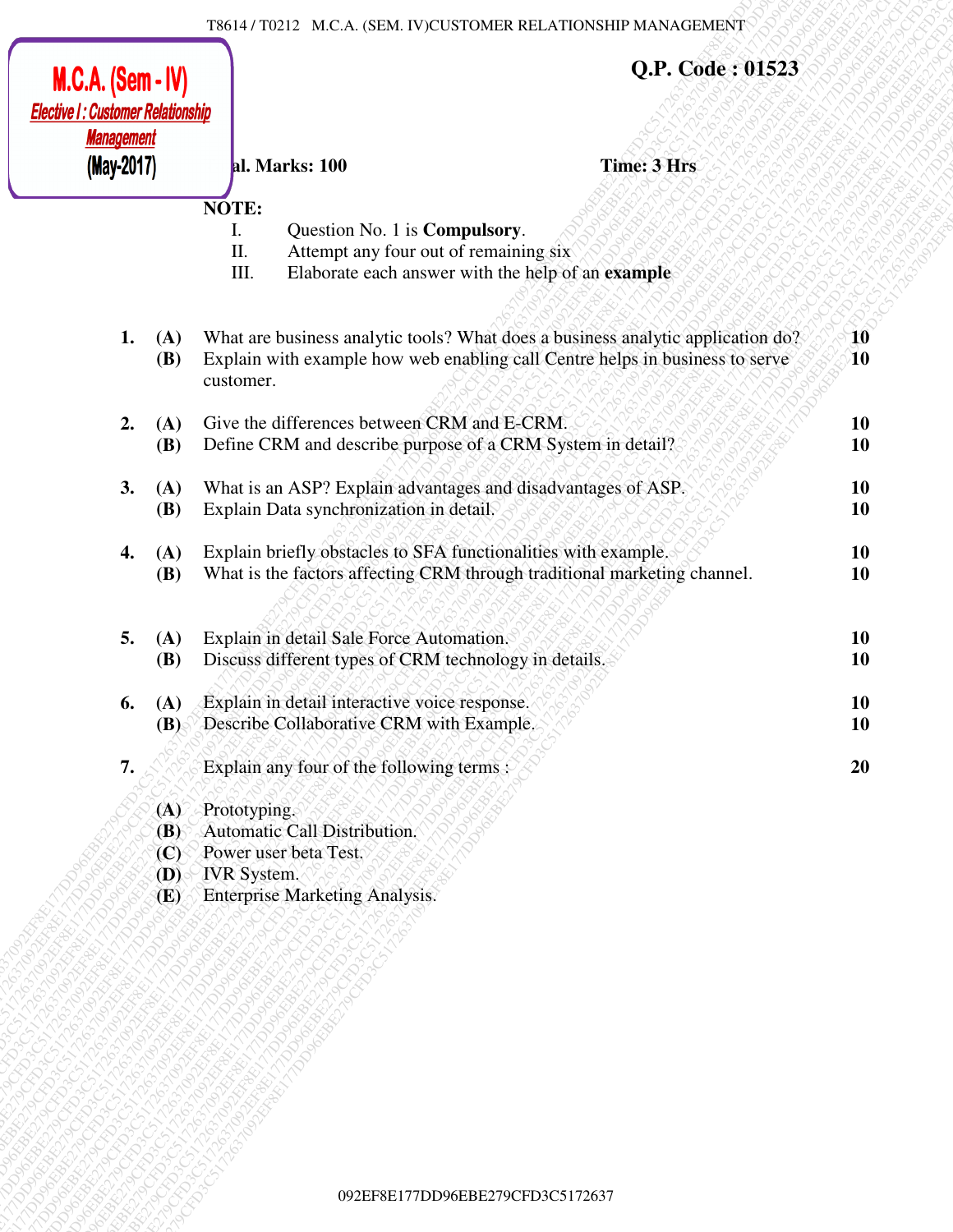**Q.P. Code : 01523**

**M.C.A. (Sem - IV)**
***Elective I : Customer Relationship Management***
**(May-2017)**

**Total Marks: 100** **Time: 3 Hrs**

**NOTE:**

I. Question No. 1 is **Compulsory**.
II. Attempt any four out of remaining six
III. Elaborate each answer with the help of an **example**

**1.** **(A)** What are business analytic tools? What does a business analytic application do? **10**
**(B)** Explain with example how web enabling call Centre helps in business to serve customer. **10**

**2.** **(A)** Give the differences between CRM and E-CRM. **10**
**(B)** Define CRM and describe purpose of a CRM System in detail? **10**

**3.** **(A)** What is an ASP? Explain advantages and disadvantages of ASP. **10**
**(B)** Explain Data synchronization in detail. **10**

**4.** **(A)** Explain briefly obstacles to SFA functionalities with example. **10**
**(B)** What is the factors affecting CRM through traditional marketing channel. **10**

**5.** **(A)** Explain in detail Sale Force Automation. **10**
**(B)** Discuss different types of CRM technology in details. **10**

**6.** **(A)** Explain in detail interactive voice response. **10**
**(B)** Describe Collaborative CRM with Example. **10**

**7.** Explain any four of the following terms : **20**

**(A)** Prototyping.
**(B)** Automatic Call Distribution.
**(C)** Power user beta Test.
**(D)** IVR System.
**(E)** Enterprise Marketing Analysis.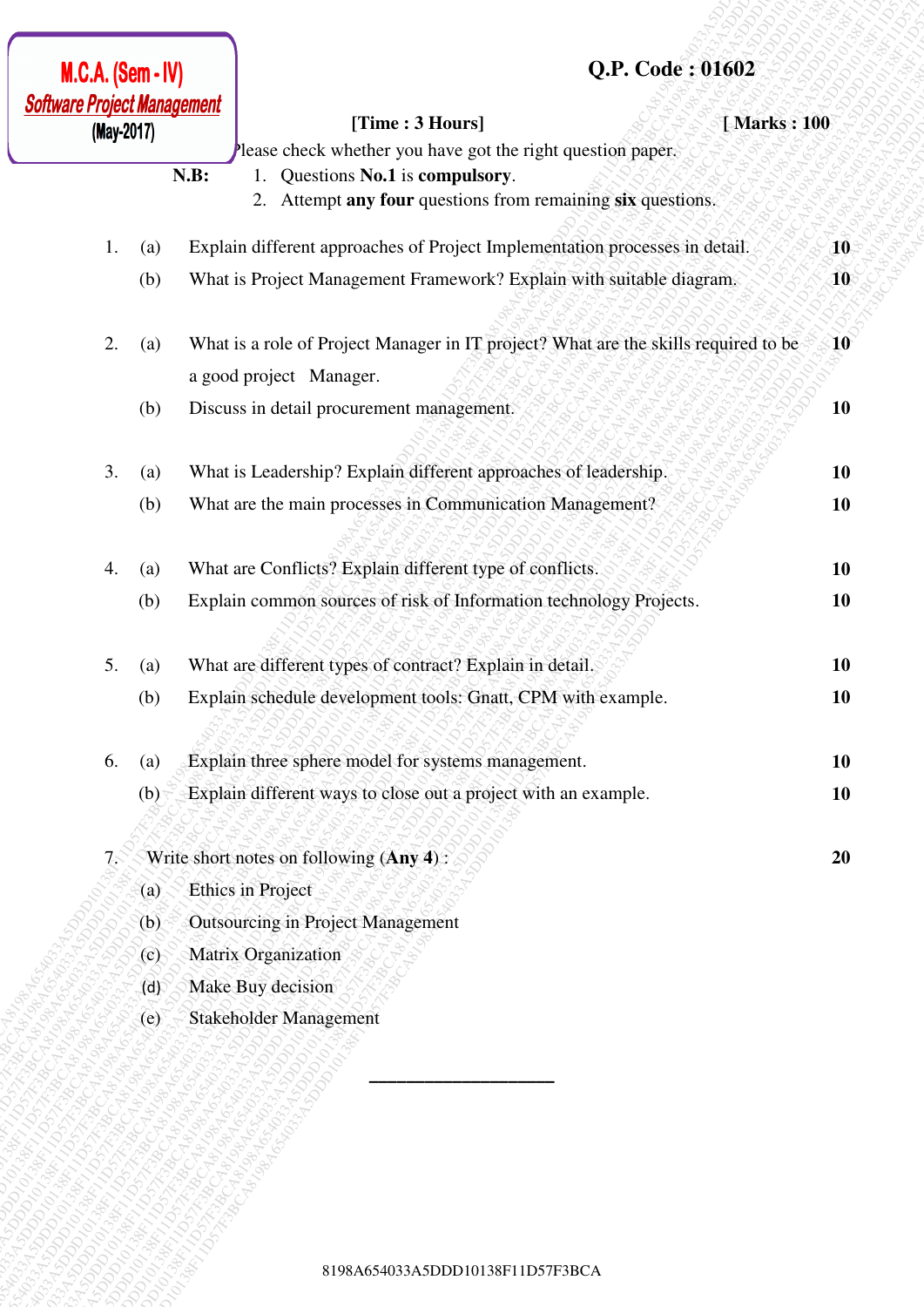**M.C.A. (Sem - IV)**
**Software Project Management**
**(May-2017)**

**Q.P. Code : 01602**

**[Time : 3 Hours]** **[ Marks : 100**

Please check whether you have got the right question paper.

**N.B:**
1. Questions **No.1** is **compulsory**.
2. Attempt **any four** questions from remaining **six** questions.

| | | | |
|---|---|---|---|
| 1. | (a) | Explain different approaches of Project Implementation processes in detail. | **10** |
| | (b) | What is Project Management Framework? Explain with suitable diagram. | **10** |
| 2. | (a) | What is a role of Project Manager in IT project? What are the skills required to be a good project Manager. | **10** |
| | (b) | Discuss in detail procurement management. | **10** |
| 3. | (a) | What is Leadership? Explain different approaches of leadership. | **10** |
| | (b) | What are the main processes in Communication Management? | **10** |
| 4. | (a) | What are Conflicts? Explain different type of conflicts. | **10** |
| | (b) | Explain common sources of risk of Information technology Projects. | **10** |
| 5. | (a) | What are different types of contract? Explain in detail. | **10** |
| | (b) | Explain schedule development tools: Gnatt, CPM with example. | **10** |
| 6. | (a) | Explain three sphere model for systems management. | **10** |
| | (b) | Explain different ways to close out a project with an example. | **10** |

7. Write short notes on following (**Any 4**) : **20**

(a) Ethics in Project

(b) Outsourcing in Project Management

(c) Matrix Organization

(d) Make Buy decision

(e) Stakeholder Management

_______________

8198A654033A5DDD10138F11D57F3BCA